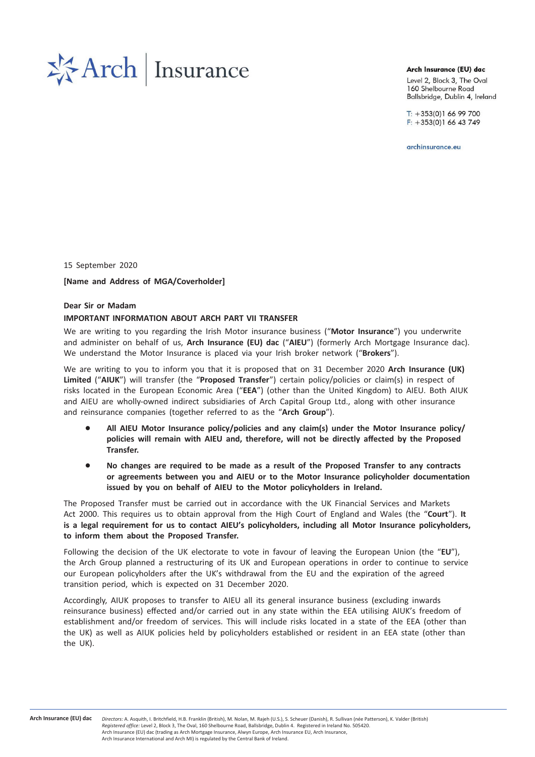Arch | Insurance

**Arch Insurance (EU) dac**
Level 2, Block 3, The Oval
160 Shelbourne Road
Ballsbridge, Dublin 4, Ireland

T: +353(0)1 66 99 700
F: +353(0)1 66 43 749

archinsurance.eu

15 September 2020

**[Name and Address of MGA/Coverholder]**

**Dear Sir or Madam**

**IMPORTANT INFORMATION ABOUT ARCH PART VII TRANSFER**

We are writing to you regarding the Irish Motor insurance business ("**Motor Insurance**") you underwrite and administer on behalf of us, **Arch Insurance (EU) dac** ("**AIEU**") (formerly Arch Mortgage Insurance dac). We understand the Motor Insurance is placed via your Irish broker network ("**Brokers**").

We are writing to you to inform you that it is proposed that on 31 December 2020 **Arch Insurance (UK) Limited** ("**AIUK**") will transfer (the "**Proposed Transfer**") certain policy/policies or claim(s) in respect of risks located in the European Economic Area ("**EEA**") (other than the United Kingdom) to AIEU. Both AIUK and AIEU are wholly-owned indirect subsidiaries of Arch Capital Group Ltd., along with other insurance and reinsurance companies (together referred to as the "**Arch Group**").

- **All AIEU Motor Insurance policy/policies and any claim(s) under the Motor Insurance policy/policies will remain with AIEU and, therefore, will not be directly affected by the Proposed Transfer.**
- **No changes are required to be made as a result of the Proposed Transfer to any contracts or agreements between you and AIEU or to the Motor Insurance policyholder documentation issued by you on behalf of AIEU to the Motor policyholders in Ireland.**

The Proposed Transfer must be carried out in accordance with the UK Financial Services and Markets Act 2000. This requires us to obtain approval from the High Court of England and Wales (the "**Court**"). **It is a legal requirement for us to contact AIEU's policyholders, including all Motor Insurance policyholders, to inform them about the Proposed Transfer.**

Following the decision of the UK electorate to vote in favour of leaving the European Union (the "**EU**"), the Arch Group planned a restructuring of its UK and European operations in order to continue to service our European policyholders after the UK's withdrawal from the EU and the expiration of the agreed transition period, which is expected on 31 December 2020.

Accordingly, AIUK proposes to transfer to AIEU all its general insurance business (excluding inwards reinsurance business) effected and/or carried out in any state within the EEA utilising AIUK's freedom of establishment and/or freedom of services. This will include risks located in a state of the EEA (other than the UK) as well as AIUK policies held by policyholders established or resident in an EEA state (other than the UK).

**Arch Insurance (EU) dac** *Directors:* A. Asquith, I. Britchfield, H.B. Franklin (British), M. Nolan, M. Rajeh (U.S.), S. Scheuer (Danish), R. Sullivan (née Patterson), K. Valder (British)
*Registered office:* Level 2, Block 3, The Oval, 160 Shelbourne Road, Ballsbridge, Dublin 4. Registered in Ireland No. 505420.
Arch Insurance (EU) dac (trading as Arch Mortgage Insurance, Alwyn Europe, Arch Insurance EU, Arch Insurance, Arch Insurance International and Arch MI) is regulated by the Central Bank of Ireland.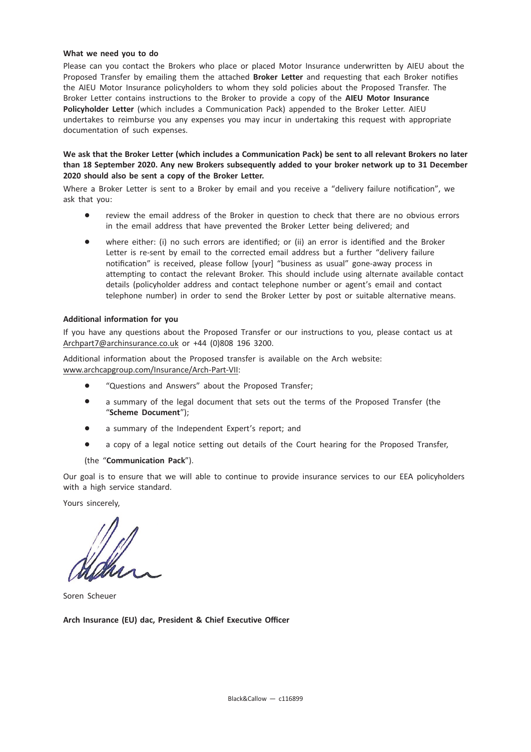**What we need you to do**

Please can you contact the Brokers who place or placed Motor Insurance underwritten by AIEU about the Proposed Transfer by emailing them the attached **Broker Letter** and requesting that each Broker notifies the AIEU Motor Insurance policyholders to whom they sold policies about the Proposed Transfer. The Broker Letter contains instructions to the Broker to provide a copy of the **AIEU Motor Insurance Policyholder Letter** (which includes a Communication Pack) appended to the Broker Letter. AIEU undertakes to reimburse you any expenses you may incur in undertaking this request with appropriate documentation of such expenses.

**We ask that the Broker Letter (which includes a Communication Pack) be sent to all relevant Brokers no later than 18 September 2020. Any new Brokers subsequently added to your broker network up to 31 December 2020 should also be sent a copy of the Broker Letter.**

Where a Broker Letter is sent to a Broker by email and you receive a "delivery failure notification", we ask that you:

- review the email address of the Broker in question to check that there are no obvious errors in the email address that have prevented the Broker Letter being delivered; and
- where either: (i) no such errors are identified; or (ii) an error is identified and the Broker Letter is re-sent by email to the corrected email address but a further "delivery failure notification" is received, please follow [your] "business as usual" gone-away process in attempting to contact the relevant Broker. This should include using alternate available contact details (policyholder address and contact telephone number or agent's email and contact telephone number) in order to send the Broker Letter by post or suitable alternative means.

**Additional information for you**

If you have any questions about the Proposed Transfer or our instructions to you, please contact us at Archpart7@archinsurance.co.uk or +44 (0)808 196 3200.

Additional information about the Proposed transfer is available on the Arch website: www.archcapgroup.com/Insurance/Arch-Part-VII:

- "Questions and Answers" about the Proposed Transfer;
- a summary of the legal document that sets out the terms of the Proposed Transfer (the "**Scheme Document**");
- a summary of the Independent Expert's report; and
- a copy of a legal notice setting out details of the Court hearing for the Proposed Transfer,

(the "**Communication Pack**").

Our goal is to ensure that we will able to continue to provide insurance services to our EEA policyholders with a high service standard.

Yours sincerely,

Soren Scheuer

**Arch Insurance (EU) dac, President & Chief Executive Officer**